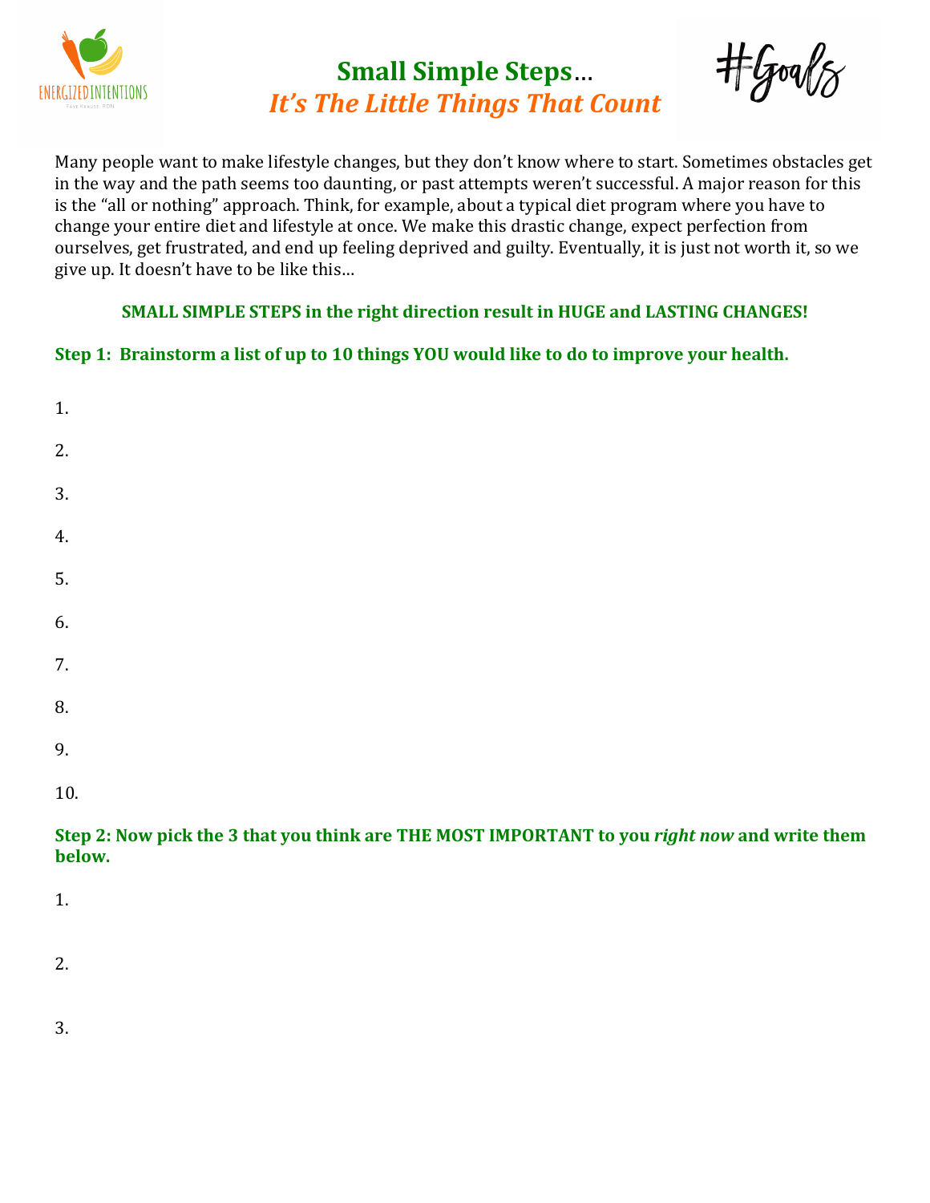# Small Simple Steps…
## *It's The Little Things That Count*

#Goals

Many people want to make lifestyle changes, but they don't know where to start. Sometimes obstacles get in the way and the path seems too daunting, or past attempts weren't successful. A major reason for this is the "all or nothing" approach. Think, for example, about a typical diet program where you have to change your entire diet and lifestyle at once. We make this drastic change, expect perfection from ourselves, get frustrated, and end up feeling deprived and guilty. Eventually, it is just not worth it, so we give up. It doesn't have to be like this…

**SMALL SIMPLE STEPS in the right direction result in HUGE and LASTING CHANGES!**

**Step 1: Brainstorm a list of up to 10 things YOU would like to do to improve your health.**

1.

2.

3.

4.

5.

6.

7.

8.

9.

10.

**Step 2: Now pick the 3 that you think are THE MOST IMPORTANT to you *right now* and write them below.**

1.

2.

3.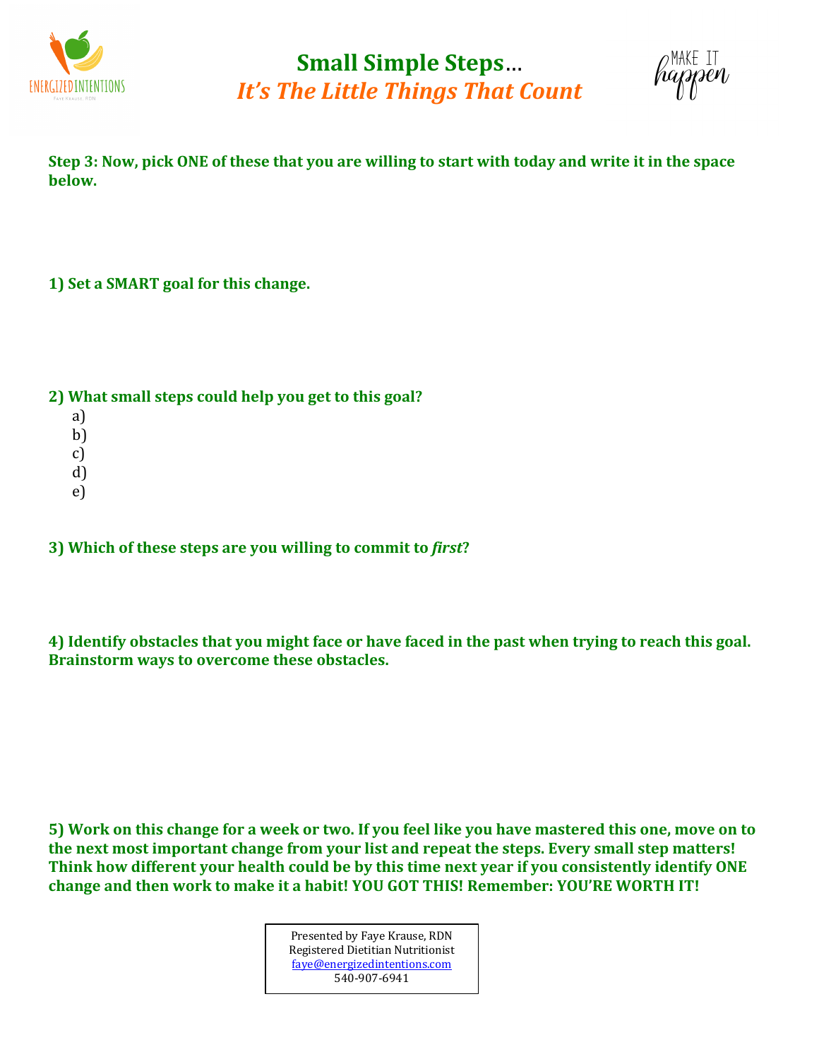# Small Simple Steps…
## *It's The Little Things That Count*

**Step 3: Now, pick ONE of these that you are willing to start with today and write it in the space below.**

**1) Set a SMART goal for this change.**

**2) What small steps could help you get to this goal?**

a)
b)
c)
d)
e)

**3) Which of these steps are you willing to commit to *first*?**

**4) Identify obstacles that you might face or have faced in the past when trying to reach this goal. Brainstorm ways to overcome these obstacles.**

**5) Work on this change for a week or two. If you feel like you have mastered this one, move on to the next most important change from your list and repeat the steps. Every small step matters! Think how different your health could be by this time next year if you consistently identify ONE change and then work to make it a habit! YOU GOT THIS! Remember: YOU'RE WORTH IT!**

Presented by Faye Krause, RDN
Registered Dietitian Nutritionist
faye@energizedintentions.com
540-907-6941